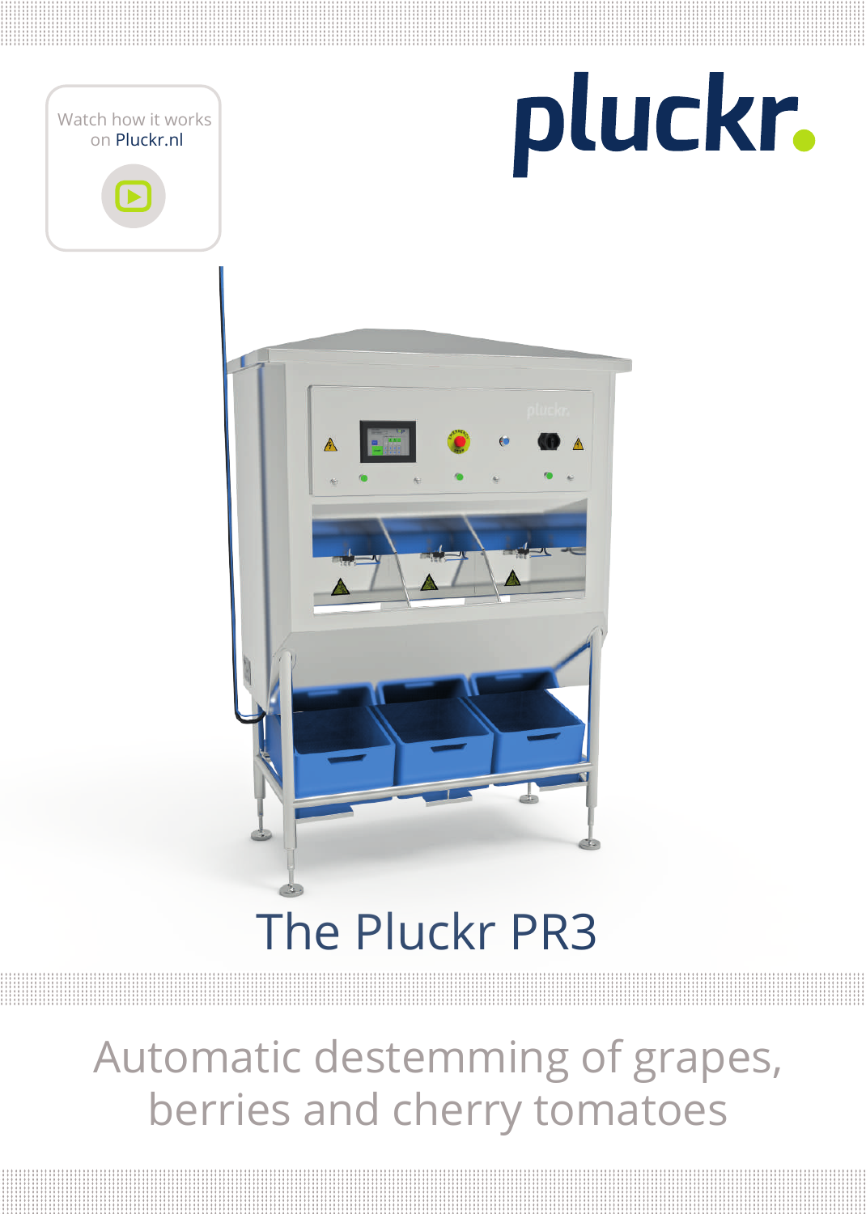Watch how it works on Pluckr.nl

pluckr.

# The Pluckr PR3

## Automatic destemming of grapes, berries and cherry tomatoes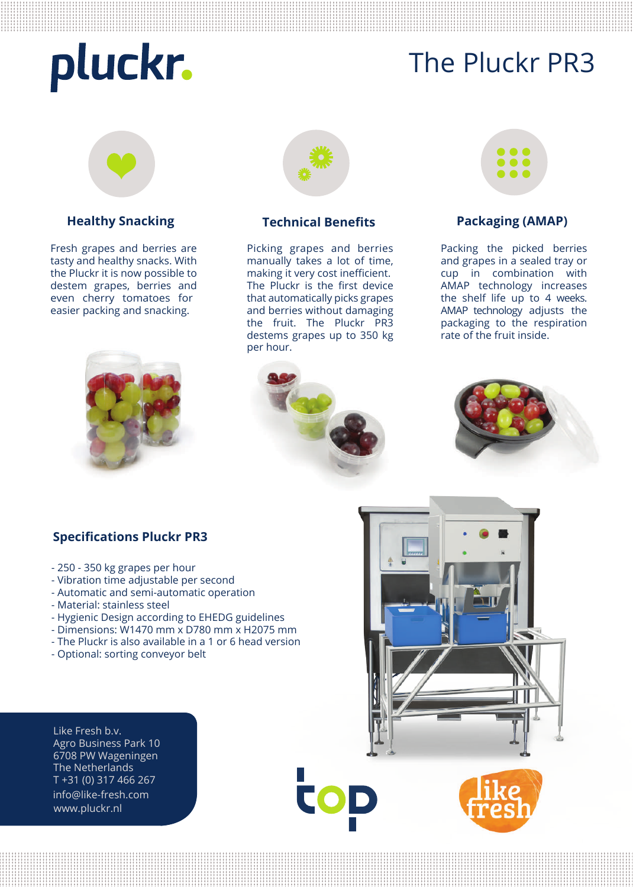pluckr.

# The Pluckr PR3

### Healthy Snacking

Fresh grapes and berries are tasty and healthy snacks. With the Pluckr it is now possible to destem grapes, berries and even cherry tomatoes for easier packing and snacking.

### Technical Benefits

Picking grapes and berries manually takes a lot of time, making it very cost inefficient. The Pluckr is the first device that automatically picks grapes and berries without damaging the fruit. The Pluckr PR3 destems grapes up to 350 kg per hour.

### Packaging (AMAP)

Packing the picked berries and grapes in a sealed tray or cup in combination with AMAP technology increases the shelf life up to 4 weeks. AMAP technology adjusts the packaging to the respiration rate of the fruit inside.

## Specifications Pluckr PR3

- 250 - 350 kg grapes per hour
- Vibration time adjustable per second
- Automatic and semi-automatic operation
- Material: stainless steel
- Hygienic Design according to EHEDG guidelines
- Dimensions: W1470 mm x D780 mm x H2075 mm
- The Pluckr is also available in a 1 or 6 head version
- Optional: sorting conveyor belt

Like Fresh b.v.
Agro Business Park 10
6708 PW Wageningen
The Netherlands
T +31 (0) 317 466 267
info@like-fresh.com
www.pluckr.nl

top

like fresh